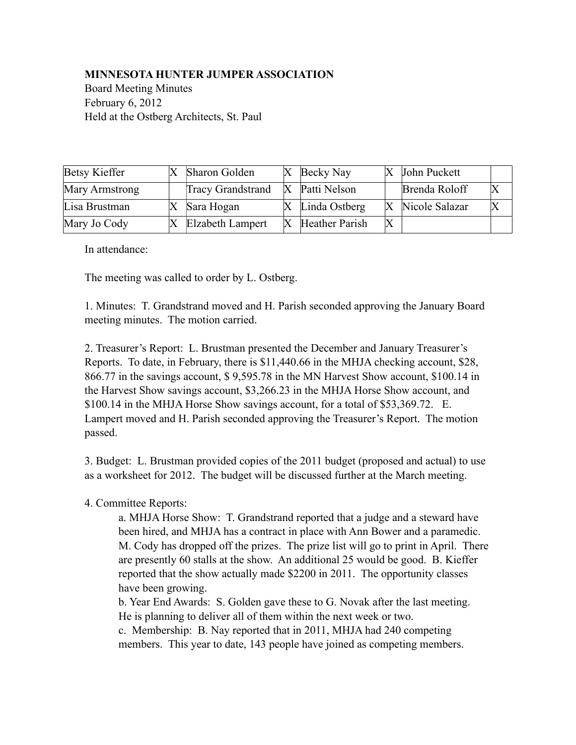**MINNESOTA HUNTER JUMPER ASSOCIATION**
Board Meeting Minutes
February 6, 2012
Held at the Ostberg Architects, St. Paul

| Betsy Kieffer | X | Sharon Golden | X | Becky Nay | X | John Puckett | |
|---|---|---|---|---|---|---|---|
| Mary Armstrong | | Tracy Grandstrand | X | Patti Nelson | | Brenda Roloff | X |
| Lisa Brustman | X | Sara Hogan | X | Linda Ostberg | X | Nicole Salazar | X |
| Mary Jo Cody | X | Elzabeth Lampert | X | Heather Parish | X | | |

In attendance:

The meeting was called to order by L. Ostberg.

1. Minutes: T. Grandstrand moved and H. Parish seconded approving the January Board meeting minutes. The motion carried.

2. Treasurer's Report: L. Brustman presented the December and January Treasurer's Reports. To date, in February, there is $11,440.66 in the MHJA checking account, $28, 866.77 in the savings account, $ 9,595.78 in the MN Harvest Show account, $100.14 in the Harvest Show savings account, $3,266.23 in the MHJA Horse Show account, and $100.14 in the MHJA Horse Show savings account, for a total of $53,369.72. E. Lampert moved and H. Parish seconded approving the Treasurer's Report. The motion passed.

3. Budget: L. Brustman provided copies of the 2011 budget (proposed and actual) to use as a worksheet for 2012. The budget will be discussed further at the March meeting.

4. Committee Reports:

a. MHJA Horse Show: T. Grandstrand reported that a judge and a steward have been hired, and MHJA has a contract in place with Ann Bower and a paramedic. M. Cody has dropped off the prizes. The prize list will go to print in April. There are presently 60 stalls at the show. An additional 25 would be good. B. Kieffer reported that the show actually made $2200 in 2011. The opportunity classes have been growing.

b. Year End Awards: S. Golden gave these to G. Novak after the last meeting. He is planning to deliver all of them within the next week or two.

c. Membership: B. Nay reported that in 2011, MHJA had 240 competing members. This year to date, 143 people have joined as competing members.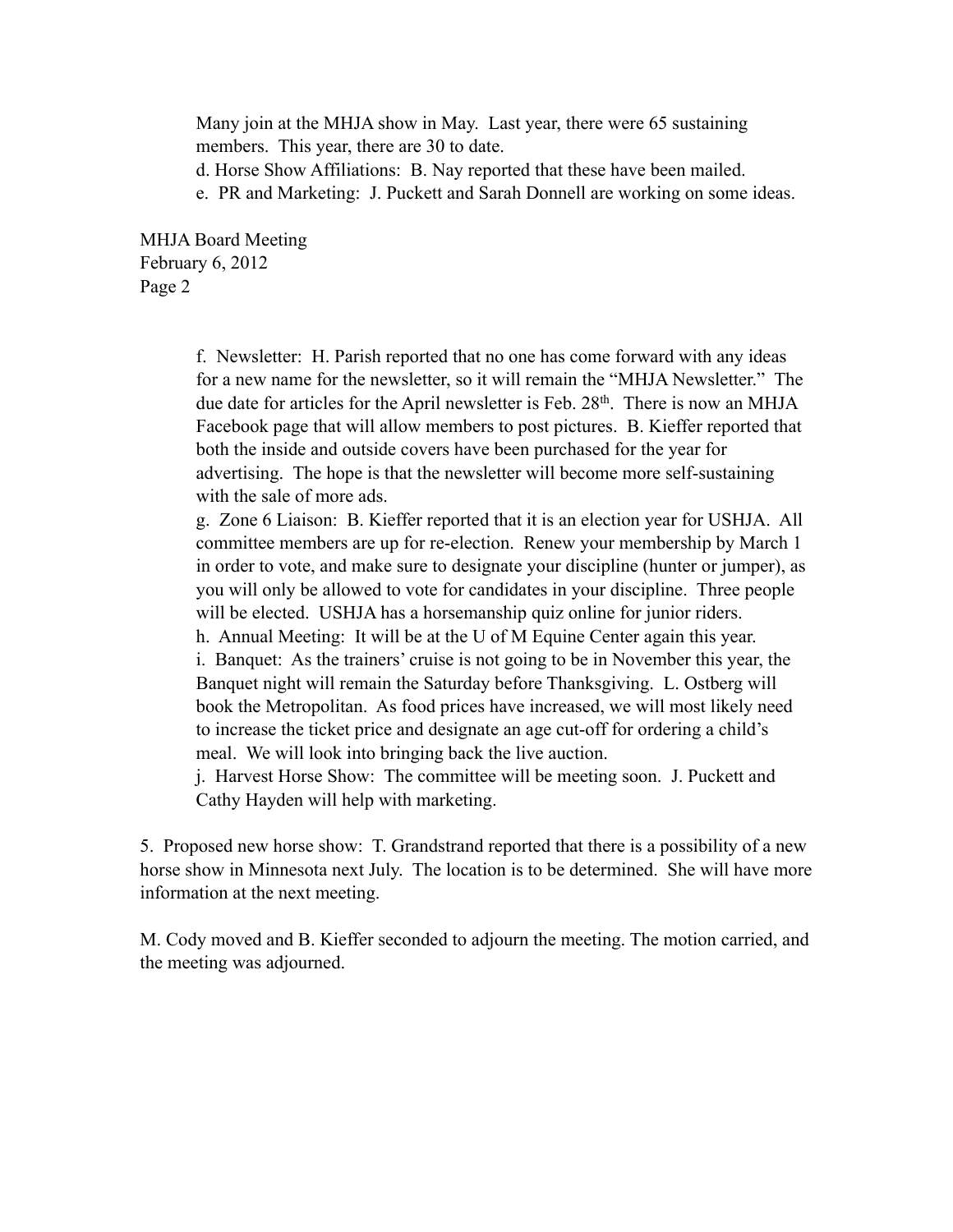Many join at the MHJA show in May. Last year, there were 65 sustaining members. This year, there are 30 to date.

d. Horse Show Affiliations: B. Nay reported that these have been mailed.

e. PR and Marketing: J. Puckett and Sarah Donnell are working on some ideas.

f. Newsletter: H. Parish reported that no one has come forward with any ideas for a new name for the newsletter, so it will remain the "MHJA Newsletter." The due date for articles for the April newsletter is Feb. 28th. There is now an MHJA Facebook page that will allow members to post pictures. B. Kieffer reported that both the inside and outside covers have been purchased for the year for advertising. The hope is that the newsletter will become more self-sustaining with the sale of more ads.

g. Zone 6 Liaison: B. Kieffer reported that it is an election year for USHJA. All committee members are up for re-election. Renew your membership by March 1 in order to vote, and make sure to designate your discipline (hunter or jumper), as you will only be allowed to vote for candidates in your discipline. Three people will be elected. USHJA has a horsemanship quiz online for junior riders.

h. Annual Meeting: It will be at the U of M Equine Center again this year.

i. Banquet: As the trainers' cruise is not going to be in November this year, the Banquet night will remain the Saturday before Thanksgiving. L. Ostberg will book the Metropolitan. As food prices have increased, we will most likely need to increase the ticket price and designate an age cut-off for ordering a child's meal. We will look into bringing back the live auction.

j. Harvest Horse Show: The committee will be meeting soon. J. Puckett and Cathy Hayden will help with marketing.

5. Proposed new horse show: T. Grandstrand reported that there is a possibility of a new horse show in Minnesota next July. The location is to be determined. She will have more information at the next meeting.

M. Cody moved and B. Kieffer seconded to adjourn the meeting. The motion carried, and the meeting was adjourned.